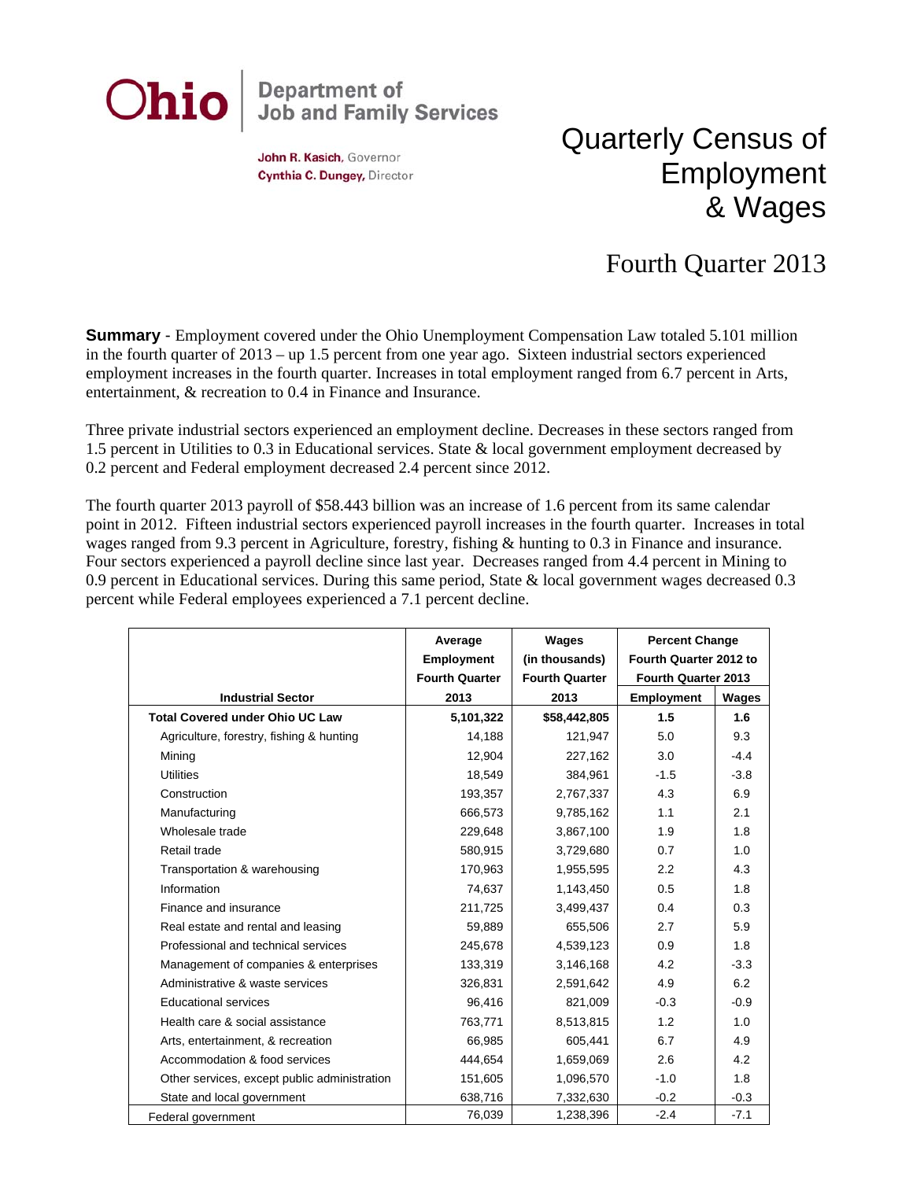Ohio | Department of Job and Family Services

**John R. Kasich**, Governor
**Cynthia C. Dungey**, Director

# Quarterly Census of Employment & Wages

## Fourth Quarter 2013

**Summary** - Employment covered under the Ohio Unemployment Compensation Law totaled 5.101 million in the fourth quarter of 2013 – up 1.5 percent from one year ago. Sixteen industrial sectors experienced employment increases in the fourth quarter. Increases in total employment ranged from 6.7 percent in Arts, entertainment, & recreation to 0.4 in Finance and Insurance.

Three private industrial sectors experienced an employment decline. Decreases in these sectors ranged from 1.5 percent in Utilities to 0.3 in Educational services. State & local government employment decreased by 0.2 percent and Federal employment decreased 2.4 percent since 2012.

The fourth quarter 2013 payroll of $58.443 billion was an increase of 1.6 percent from its same calendar point in 2012. Fifteen industrial sectors experienced payroll increases in the fourth quarter. Increases in total wages ranged from 9.3 percent in Agriculture, forestry, fishing & hunting to 0.3 in Finance and insurance. Four sectors experienced a payroll decline since last year. Decreases ranged from 4.4 percent in Mining to 0.9 percent in Educational services. During this same period, State & local government wages decreased 0.3 percent while Federal employees experienced a 7.1 percent decline.

| Industrial Sector | Average Employment Fourth Quarter 2013 | Wages (in thousands) Fourth Quarter 2013 | Percent Change Fourth Quarter 2012 to Fourth Quarter 2013 | |
|---|---|---|---|---|
| | | | Employment | Wages |
| **Total Covered under Ohio UC Law** | **5,101,322** | **$58,442,805** | **1.5** | **1.6** |
| Agriculture, forestry, fishing & hunting | 14,188 | 121,947 | 5.0 | 9.3 |
| Mining | 12,904 | 227,162 | 3.0 | -4.4 |
| Utilities | 18,549 | 384,961 | -1.5 | -3.8 |
| Construction | 193,357 | 2,767,337 | 4.3 | 6.9 |
| Manufacturing | 666,573 | 9,785,162 | 1.1 | 2.1 |
| Wholesale trade | 229,648 | 3,867,100 | 1.9 | 1.8 |
| Retail trade | 580,915 | 3,729,680 | 0.7 | 1.0 |
| Transportation & warehousing | 170,963 | 1,955,595 | 2.2 | 4.3 |
| Information | 74,637 | 1,143,450 | 0.5 | 1.8 |
| Finance and insurance | 211,725 | 3,499,437 | 0.4 | 0.3 |
| Real estate and rental and leasing | 59,889 | 655,506 | 2.7 | 5.9 |
| Professional and technical services | 245,678 | 4,539,123 | 0.9 | 1.8 |
| Management of companies & enterprises | 133,319 | 3,146,168 | 4.2 | -3.3 |
| Administrative & waste services | 326,831 | 2,591,642 | 4.9 | 6.2 |
| Educational services | 96,416 | 821,009 | -0.3 | -0.9 |
| Health care & social assistance | 763,771 | 8,513,815 | 1.2 | 1.0 |
| Arts, entertainment, & recreation | 66,985 | 605,441 | 6.7 | 4.9 |
| Accommodation & food services | 444,654 | 1,659,069 | 2.6 | 4.2 |
| Other services, except public administration | 151,605 | 1,096,570 | -1.0 | 1.8 |
| State and local government | 638,716 | 7,332,630 | -0.2 | -0.3 |
| Federal government | 76,039 | 1,238,396 | -2.4 | -7.1 |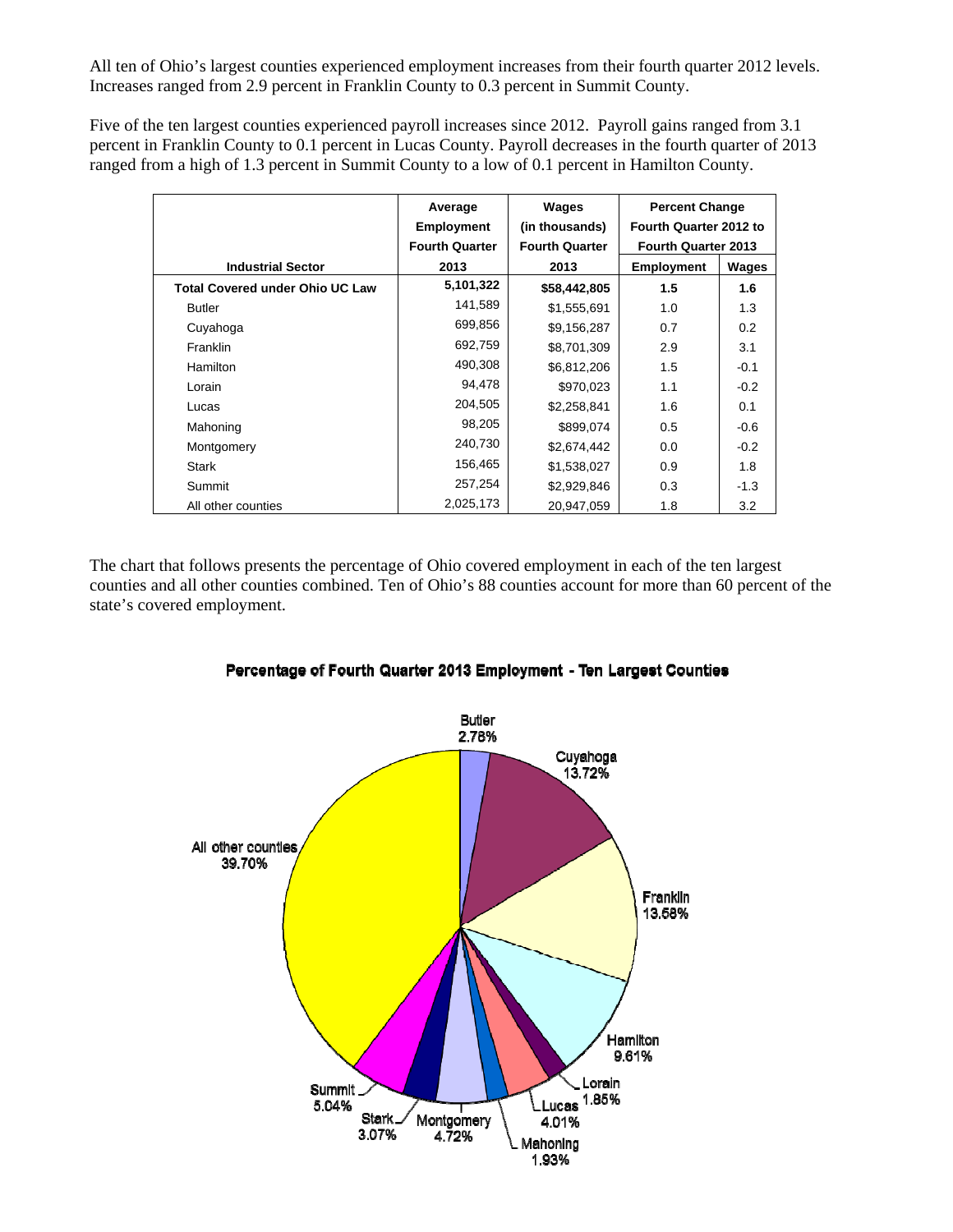All ten of Ohio's largest counties experienced employment increases from their fourth quarter 2012 levels. Increases ranged from 2.9 percent in Franklin County to 0.3 percent in Summit County.

Five of the ten largest counties experienced payroll increases since 2012. Payroll gains ranged from 3.1 percent in Franklin County to 0.1 percent in Lucas County. Payroll decreases in the fourth quarter of 2013 ranged from a high of 1.3 percent in Summit County to a low of 0.1 percent in Hamilton County.

| Industrial Sector | Average Employment Fourth Quarter 2013 | Wages (in thousands) Fourth Quarter 2013 | Percent Change Fourth Quarter 2012 to Fourth Quarter 2013 | |
|---|---|---|---|---|
| | | | Employment | Wages |
| **Total Covered under Ohio UC Law** | **5,101,322** | **$58,442,805** | **1.5** | **1.6** |
| Butler | 141,589 | $1,555,691 | 1.0 | 1.3 |
| Cuyahoga | 699,856 | $9,156,287 | 0.7 | 0.2 |
| Franklin | 692,759 | $8,701,309 | 2.9 | 3.1 |
| Hamilton | 490,308 | $6,812,206 | 1.5 | -0.1 |
| Lorain | 94,478 | $970,023 | 1.1 | -0.2 |
| Lucas | 204,505 | $2,258,841 | 1.6 | 0.1 |
| Mahoning | 98,205 | $899,074 | 0.5 | -0.6 |
| Montgomery | 240,730 | $2,674,442 | 0.0 | -0.2 |
| Stark | 156,465 | $1,538,027 | 0.9 | 1.8 |
| Summit | 257,254 | $2,929,846 | 0.3 | -1.3 |
| All other counties | 2,025,173 | 20,947,059 | 1.8 | 3.2 |

The chart that follows presents the percentage of Ohio covered employment in each of the ten largest counties and all other counties combined. Ten of Ohio's 88 counties account for more than 60 percent of the state's covered employment.

**Percentage of Fourth Quarter 2013 Employment - Ten Largest Counties**

| County | Percentage |
|---|---|
| Butler | 2.78% |
| Cuyahoga | 13.72% |
| Franklin | 13.58% |
| Hamilton | 9.61% |
| Lorain | 1.85% |
| Lucas | 4.01% |
| Mahoning | 1.93% |
| Montgomery | 4.72% |
| Stark | 3.07% |
| Summit | 5.04% |
| All other counties | 39.70% |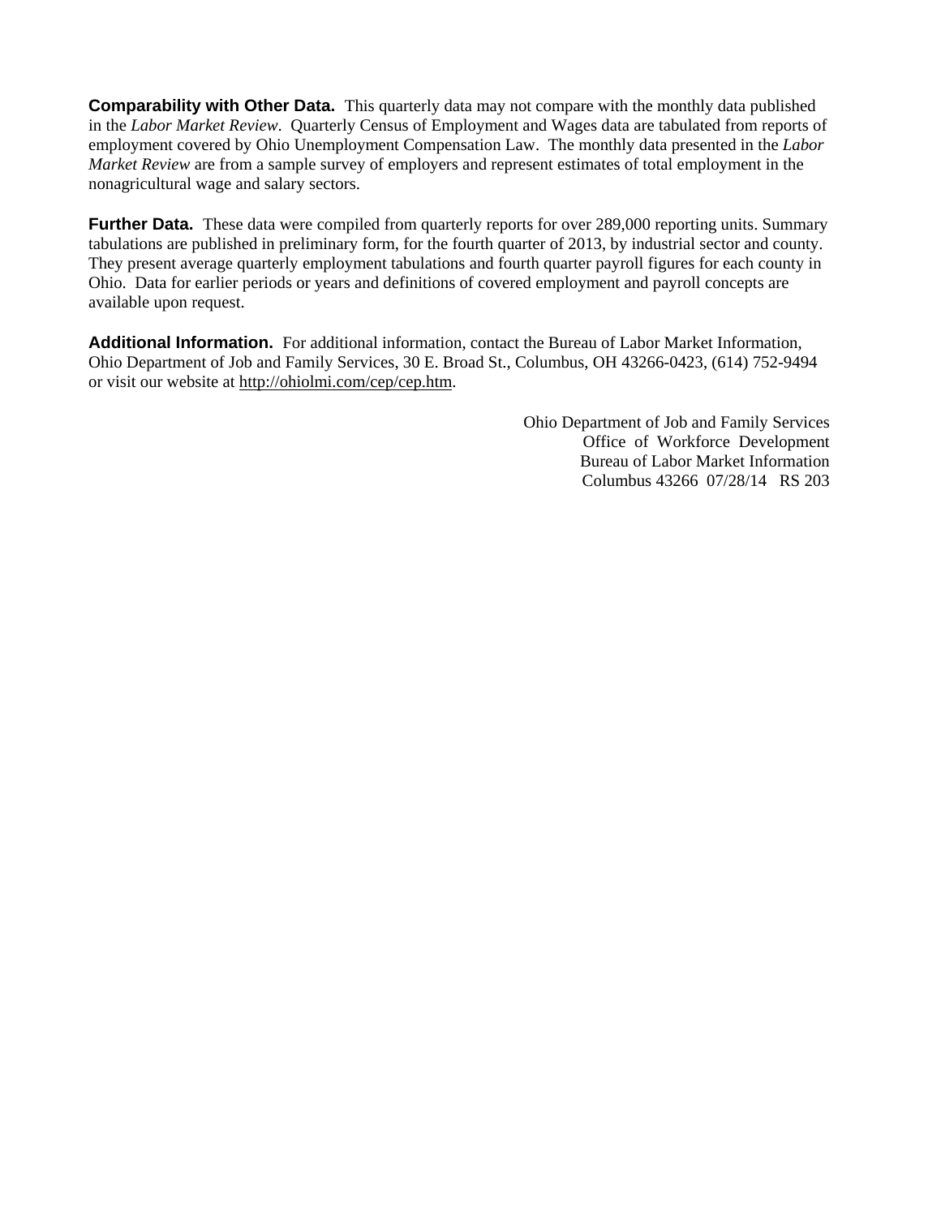**Comparability with Other Data.** This quarterly data may not compare with the monthly data published in the *Labor Market Review*. Quarterly Census of Employment and Wages data are tabulated from reports of employment covered by Ohio Unemployment Compensation Law. The monthly data presented in the *Labor Market Review* are from a sample survey of employers and represent estimates of total employment in the nonagricultural wage and salary sectors.

**Further Data.** These data were compiled from quarterly reports for over 289,000 reporting units. Summary tabulations are published in preliminary form, for the fourth quarter of 2013, by industrial sector and county. They present average quarterly employment tabulations and fourth quarter payroll figures for each county in Ohio. Data for earlier periods or years and definitions of covered employment and payroll concepts are available upon request.

**Additional Information.** For additional information, contact the Bureau of Labor Market Information, Ohio Department of Job and Family Services, 30 E. Broad St., Columbus, OH 43266-0423, (614) 752-9494 or visit our website at http://ohiolmi.com/cep/cep.htm.

Ohio Department of Job and Family Services
Office of Workforce Development
Bureau of Labor Market Information
Columbus 43266 07/28/14 RS 203